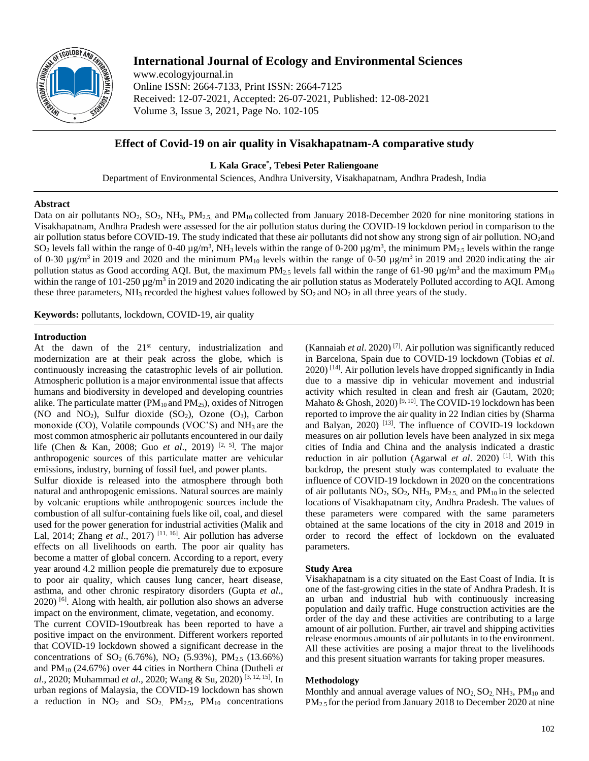# International Journal of Ecology and Environmental Sciences

www.ecologyjournal.in
Online ISSN: 2664-7133, Print ISSN: 2664-7125
Received: 12-07-2021, Accepted: 26-07-2021, Published: 12-08-2021
Volume 3, Issue 3, 2021, Page No. 102-105

## Effect of Covid-19 on air quality in Visakhapatnam-A comparative study

**L Kala Grace*, Tebesi Peter Raliengoane**

Department of Environmental Sciences, Andhra University, Visakhapatnam, Andhra Pradesh, India

### Abstract

Data on air pollutants $NO_2$, $SO_2$, $NH_3$, $PM_{2.5}$, and $PM_{10}$ collected from January 2018-December 2020 for nine monitoring stations in Visakhapatnam, Andhra Pradesh were assessed for the air pollution status during the COVID-19 lockdown period in comparison to the air pollution status before COVID-19. The study indicated that these air pollutants did not show any strong sign of air pollution. $NO_2$ and $SO_2$ levels fall within the range of 0-40 µg/m$^3$, $NH_3$ levels within the range of 0-200 µg/m$^3$, the minimum $PM_{2.5}$ levels within the range of 0-30 µg/m$^3$ in 2019 and 2020 and the minimum $PM_{10}$ levels within the range of 0-50 µg/m$^3$ in 2019 and 2020 indicating the air pollution status as Good according AQI. But, the maximum $PM_{2.5}$ levels fall within the range of 61-90 µg/m$^3$ and the maximum $PM_{10}$ within the range of 101-250 µg/m$^3$ in 2019 and 2020 indicating the air pollution status as Moderately Polluted according to AQI. Among these three parameters, $NH_3$ recorded the highest values followed by $SO_2$ and $NO_2$ in all three years of the study.

**Keywords:** pollutants, lockdown, COVID-19, air quality

### Introduction

At the dawn of the 21st century, industrialization and modernization are at their peak across the globe, which is continuously increasing the catastrophic levels of air pollution. Atmospheric pollution is a major environmental issue that affects humans and biodiversity in developed and developing countries alike. The particulate matter ($PM_{10}$ and $PM_{25}$), oxides of Nitrogen (NO and $NO_2$), Sulfur dioxide ($SO_2$), Ozone ($O_3$), Carbon monoxide (CO), Volatile compounds (VOC'S) and $NH_3$ are the most common atmospheric air pollutants encountered in our daily life (Chen & Kan, 2008; Guo *et al*., 2019) [2, 5]. The major anthropogenic sources of this particulate matter are vehicular emissions, industry, burning of fossil fuel, and power plants.

Sulfur dioxide is released into the atmosphere through both natural and anthropogenic emissions. Natural sources are mainly by volcanic eruptions while anthropogenic sources include the combustion of all sulfur-containing fuels like oil, coal, and diesel used for the power generation for industrial activities (Malik and Lal, 2014; Zhang *et al*., 2017) [11, 16]. Air pollution has adverse effects on all livelihoods on earth. The poor air quality has become a matter of global concern. According to a report, every year around 4.2 million people die prematurely due to exposure to poor air quality, which causes lung cancer, heart disease, asthma, and other chronic respiratory disorders (Gupta *et al*., 2020) [6]. Along with health, air pollution also shows an adverse impact on the environment, climate, vegetation, and economy.

The current COVID-19outbreak has been reported to have a positive impact on the environment. Different workers reported that COVID-19 lockdown showed a significant decrease in the concentrations of $SO_2$ (6.76%), $NO_2$ (5.93%), $PM_{2.5}$ (13.66%) and $PM_{10}$ (24.67%) over 44 cities in Northern China (Dutheli *et al*., 2020; Muhammad *et al*., 2020; Wang & Su, 2020) [3, 12, 15]. In urban regions of Malaysia, the COVID-19 lockdown has shown a reduction in $NO_2$ and $SO_2$, $PM_{2.5}$, $PM_{10}$ concentrations (Kannaiah *et al*. 2020) [7]. Air pollution was significantly reduced in Barcelona, Spain due to COVID-19 lockdown (Tobias *et al*. 2020) [14]. Air pollution levels have dropped significantly in India due to a massive dip in vehicular movement and industrial activity which resulted in clean and fresh air (Gautam, 2020; Mahato & Ghosh, 2020) [9, 10]. The COVID-19 lockdown has been reported to improve the air quality in 22 Indian cities by (Sharma and Balyan, 2020) [13]. The influence of COVID-19 lockdown measures on air pollution levels have been analyzed in six mega cities of India and China and the analysis indicated a drastic reduction in air pollution (Agarwal *et al*. 2020) [1]. With this backdrop, the present study was contemplated to evaluate the influence of COVID-19 lockdown in 2020 on the concentrations of air pollutants $NO_2$, $SO_2$, $NH_3$, $PM_{2.5}$, and $PM_{10}$ in the selected locations of Visakhapatnam city, Andhra Pradesh. The values of these parameters were compared with the same parameters obtained at the same locations of the city in 2018 and 2019 in order to record the effect of lockdown on the evaluated parameters.

### Study Area

Visakhapatnam is a city situated on the East Coast of India. It is one of the fast-growing cities in the state of Andhra Pradesh. It is an urban and industrial hub with continuously increasing population and daily traffic. Huge construction activities are the order of the day and these activities are contributing to a large amount of air pollution. Further, air travel and shipping activities release enormous amounts of air pollutants in to the environment. All these activities are posing a major threat to the livelihoods and this present situation warrants for taking proper measures.

### Methodology

Monthly and annual average values of $NO_2$, $SO_2$, $NH_3$, $PM_{10}$ and $PM_{2.5}$ for the period from January 2018 to December 2020 at nine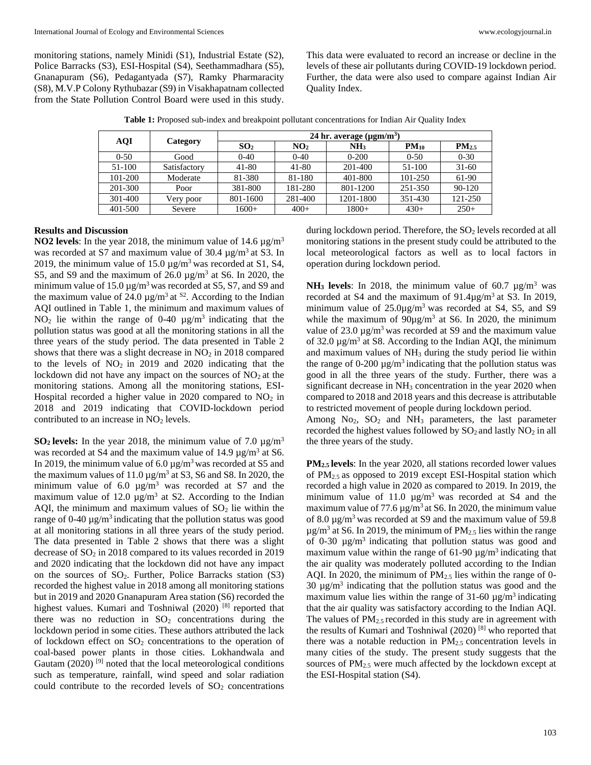monitoring stations, namely Minidi (S1), Industrial Estate (S2), Police Barracks (S3), ESI-Hospital (S4), Seethammadhara (S5), Gnanapuram (S6), Pedagantyada (S7), Ramky Pharmaracity (S8), M.V.P Colony Rythubazar (S9) in Visakhapatnam collected from the State Pollution Control Board were used in this study. This data were evaluated to record an increase or decline in the levels of these air pollutants during COVID-19 lockdown period. Further, the data were also used to compare against Indian Air Quality Index.

**Table 1:** Proposed sub-index and breakpoint pollutant concentrations for Indian Air Quality Index

| AQI | Category | 24 hr. average (μgm/m$^3$) | | | | |
|---|---|---|---|---|---|---|
| | | $SO_2$ | $NO_2$ | $NH_3$ | $PM_{10}$ | $PM_{2.5}$ |
| 0-50 | Good | 0-40 | 0-40 | 0-200 | 0-50 | 0-30 |
| 51-100 | Satisfactory | 41-80 | 41-80 | 201-400 | 51-100 | 31-60 |
| 101-200 | Moderate | 81-380 | 81-180 | 401-800 | 101-250 | 61-90 |
| 201-300 | Poor | 381-800 | 181-280 | 801-1200 | 251-350 | 90-120 |
| 301-400 | Very poor | 801-1600 | 281-400 | 1201-1800 | 351-430 | 121-250 |
| 401-500 | Severe | 1600+ | 400+ | 1800+ | 430+ | 250+ |

## Results and Discussion

**NO2 levels**: In the year 2018, the minimum value of 14.6 μg/m$^3$ was recorded at S7 and maximum value of 30.4 μg/m$^3$ at S3. In 2019, the minimum value of 15.0 μg/m$^3$ was recorded at S1, S4, S5, and S9 and the maximum of 26.0 μg/m$^3$ at S6. In 2020, the minimum value of 15.0 μg/m$^3$ was recorded at S5, S7, and S9 and the maximum value of 24.0 μg/m$^3$ at $^{S2}$. According to the Indian AQI outlined in Table 1, the minimum and maximum values of $NO_2$ lie within the range of 0-40 μg/m$^3$ indicating that the pollution status was good at all the monitoring stations in all the three years of the study period. The data presented in Table 2 shows that there was a slight decrease in $NO_2$ in 2018 compared to the levels of $NO_2$ in 2019 and 2020 indicating that the lockdown did not have any impact on the sources of $NO_2$ at the monitoring stations. Among all the monitoring stations, ESI-Hospital recorded a higher value in 2020 compared to $NO_2$ in 2018 and 2019 indicating that COVID-lockdown period contributed to an increase in $NO_2$ levels.

**$SO_2$ levels:** In the year 2018, the minimum value of 7.0 μg/m$^3$ was recorded at S4 and the maximum value of 14.9 μg/m$^3$ at S6. In 2019, the minimum value of 6.0 μg/m$^3$ was recorded at S5 and the maximum values of 11.0 μg/m$^3$ at S3, S6 and S8. In 2020, the minimum value of 6.0 μg/m$^3$ was recorded at S7 and the maximum value of 12.0 μg/m$^3$ at S2. According to the Indian AQI, the minimum and maximum values of $SO_2$ lie within the range of 0-40 μg/m$^3$ indicating that the pollution status was good at all monitoring stations in all three years of the study period. The data presented in Table 2 shows that there was a slight decrease of $SO_2$ in 2018 compared to its values recorded in 2019 and 2020 indicating that the lockdown did not have any impact on the sources of $SO_2$. Further, Police Barracks station (S3) recorded the highest value in 2018 among all monitoring stations but in 2019 and 2020 Gnanapuram Area station (S6) recorded the highest values. Kumari and Toshniwal (2020) [8] reported that there was no reduction in $SO_2$ concentrations during the lockdown period in some cities. These authors attributed the lack of lockdown effect on $SO_2$ concentrations to the operation of coal-based power plants in those cities. Lokhandwala and Gautam (2020) [9] noted that the local meteorological conditions such as temperature, rainfall, wind speed and solar radiation could contribute to the recorded levels of $SO_2$ concentrations during lockdown period. Therefore, the $SO_2$ levels recorded at all monitoring stations in the present study could be attributed to the local meteorological factors as well as to local factors in operation during lockdown period.

**$NH_3$ levels**: In 2018, the minimum value of 60.7 μg/m$^3$ was recorded at S4 and the maximum of 91.4μg/m$^3$ at S3. In 2019, minimum value of 25.0μg/m$^3$ was recorded at S4, S5, and S9 while the maximum of 90μg/m$^3$ at S6. In 2020, the minimum value of 23.0 μg/m$^3$ was recorded at S9 and the maximum value of 32.0 μg/m$^3$ at S8. According to the Indian AQI, the minimum and maximum values of $NH_3$ during the study period lie within the range of 0-200 μg/m$^3$ indicating that the pollution status was good in all the three years of the study. Further, there was a significant decrease in $NH_3$ concentration in the year 2020 when compared to 2018 and 2018 years and this decrease is attributable to restricted movement of people during lockdown period.

Among $No_2$, $SO_2$ and $NH_3$ parameters, the last parameter recorded the highest values followed by $SO_2$ and lastly $NO_2$ in all the three years of the study.

**$PM_{2.5}$ levels**: In the year 2020, all stations recorded lower values of $PM_{2.5}$ as opposed to 2019 except ESI-Hospital station which recorded a high value in 2020 as compared to 2019. In 2019, the minimum value of 11.0 μg/m$^3$ was recorded at S4 and the maximum value of 77.6 μg/m$^3$ at S6. In 2020, the minimum value of 8.0 μg/m$^3$ was recorded at S9 and the maximum value of 59.8 μg/m$^3$ at S6. In 2019, the minimum of $PM_{2.5}$ lies within the range of 0-30 μg/m$^3$ indicating that pollution status was good and maximum value within the range of 61-90 μg/m$^3$ indicating that the air quality was moderately polluted according to the Indian AQI. In 2020, the minimum of $PM_{2.5}$ lies within the range of 0-30 μg/m$^3$ indicating that the pollution status was good and the maximum value lies within the range of 31-60 μg/m$^3$ indicating that the air quality was satisfactory according to the Indian AQI. The values of $PM_{2.5}$ recorded in this study are in agreement with the results of Kumari and Toshniwal (2020) [8] who reported that there was a notable reduction in $PM_{2.5}$ concentration levels in many cities of the study. The present study suggests that the sources of $PM_{2.5}$ were much affected by the lockdown except at the ESI-Hospital station (S4).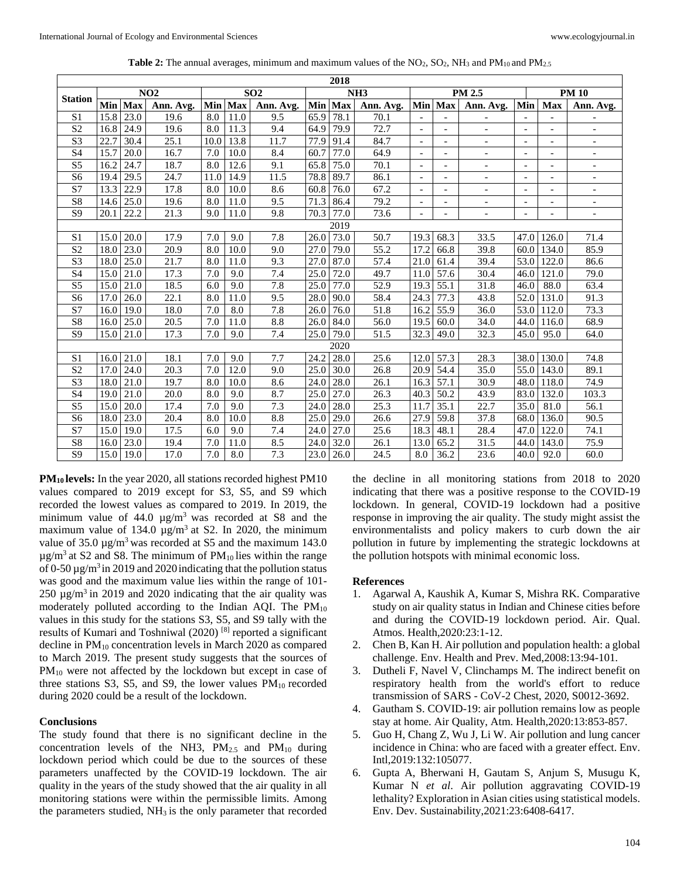**Table 2:** The annual averages, minimum and maximum values of the $NO_2$, $SO_2$, $NH_3$ and $PM_{10}$ and $PM_{2.5}$

| Station | NO2 | | | SO2 | | | NH3 | | | PM 2.5 | | | PM 10 | | |
|---|---|---|---|---|---|---|---|---|---|---|---|---|---|---|---|
| | Min | Max | Ann. Avg. | Min | Max | Ann. Avg. | Min | Max | Ann. Avg. | Min | Max | Ann. Avg. | Min | Max | Ann. Avg. |
| **2018** | | | | | | | | | | | | | | | |
| S1 | 15.8 | 23.0 | 19.6 | 8.0 | 11.0 | 9.5 | 65.9 | 78.1 | 70.1 | - | - | - | - | - | - |
| S2 | 16.8 | 24.9 | 19.6 | 8.0 | 11.3 | 9.4 | 64.9 | 79.9 | 72.7 | - | - | - | - | - | - |
| S3 | 22.7 | 30.4 | 25.1 | 10.0 | 13.8 | 11.7 | 77.9 | 91.4 | 84.7 | - | - | - | - | - | - |
| S4 | 15.7 | 20.0 | 16.7 | 7.0 | 10.0 | 8.4 | 60.7 | 77.0 | 64.9 | - | - | - | - | - | - |
| S5 | 16.2 | 24.7 | 18.7 | 8.0 | 12.6 | 9.1 | 65.8 | 75.0 | 70.1 | - | - | - | - | - | - |
| S6 | 19.4 | 29.5 | 24.7 | 11.0 | 14.9 | 11.5 | 78.8 | 89.7 | 86.1 | - | - | - | - | - | - |
| S7 | 13.3 | 22.9 | 17.8 | 8.0 | 10.0 | 8.6 | 60.8 | 76.0 | 67.2 | - | - | - | - | - | - |
| S8 | 14.6 | 25.0 | 19.6 | 8.0 | 11.0 | 9.5 | 71.3 | 86.4 | 79.2 | - | - | - | - | - | - |
| S9 | 20.1 | 22.2 | 21.3 | 9.0 | 11.0 | 9.8 | 70.3 | 77.0 | 73.6 | - | - | - | - | - | - |
| **2019** | | | | | | | | | | | | | | | |
| S1 | 15.0 | 20.0 | 17.9 | 7.0 | 9.0 | 7.8 | 26.0 | 73.0 | 50.7 | 19.3 | 68.3 | 33.5 | 47.0 | 126.0 | 71.4 |
| S2 | 18.0 | 23.0 | 20.9 | 8.0 | 10.0 | 9.0 | 27.0 | 79.0 | 55.2 | 17.2 | 66.8 | 39.8 | 60.0 | 134.0 | 85.9 |
| S3 | 18.0 | 25.0 | 21.7 | 8.0 | 11.0 | 9.3 | 27.0 | 87.0 | 57.4 | 21.0 | 61.4 | 39.4 | 53.0 | 122.0 | 86.6 |
| S4 | 15.0 | 21.0 | 17.3 | 7.0 | 9.0 | 7.4 | 25.0 | 72.0 | 49.7 | 11.0 | 57.6 | 30.4 | 46.0 | 121.0 | 79.0 |
| S5 | 15.0 | 21.0 | 18.5 | 6.0 | 9.0 | 7.8 | 25.0 | 77.0 | 52.9 | 19.3 | 55.1 | 31.8 | 46.0 | 88.0 | 63.4 |
| S6 | 17.0 | 26.0 | 22.1 | 8.0 | 11.0 | 9.5 | 28.0 | 90.0 | 58.4 | 24.3 | 77.3 | 43.8 | 52.0 | 131.0 | 91.3 |
| S7 | 16.0 | 19.0 | 18.0 | 7.0 | 8.0 | 7.8 | 26.0 | 76.0 | 51.8 | 16.2 | 55.9 | 36.0 | 53.0 | 112.0 | 73.3 |
| S8 | 16.0 | 25.0 | 20.5 | 7.0 | 11.0 | 8.8 | 26.0 | 84.0 | 56.0 | 19.5 | 60.0 | 34.0 | 44.0 | 116.0 | 68.9 |
| S9 | 15.0 | 21.0 | 17.3 | 7.0 | 9.0 | 7.4 | 25.0 | 79.0 | 51.5 | 32.3 | 49.0 | 32.3 | 45.0 | 95.0 | 64.0 |
| **2020** | | | | | | | | | | | | | | | |
| S1 | 16.0 | 21.0 | 18.1 | 7.0 | 9.0 | 7.7 | 24.2 | 28.0 | 25.6 | 12.0 | 57.3 | 28.3 | 38.0 | 130.0 | 74.8 |
| S2 | 17.0 | 24.0 | 20.3 | 7.0 | 12.0 | 9.0 | 25.0 | 30.0 | 26.8 | 20.9 | 54.4 | 35.0 | 55.0 | 143.0 | 89.1 |
| S3 | 18.0 | 21.0 | 19.7 | 8.0 | 10.0 | 8.6 | 24.0 | 28.0 | 26.1 | 16.3 | 57.1 | 30.9 | 48.0 | 118.0 | 74.9 |
| S4 | 19.0 | 21.0 | 20.0 | 8.0 | 9.0 | 8.7 | 25.0 | 27.0 | 26.3 | 40.3 | 50.2 | 43.9 | 83.0 | 132.0 | 103.3 |
| S5 | 15.0 | 20.0 | 17.4 | 7.0 | 9.0 | 7.3 | 24.0 | 28.0 | 25.3 | 11.7 | 35.1 | 22.7 | 35.0 | 81.0 | 56.1 |
| S6 | 18.0 | 23.0 | 20.4 | 8.0 | 10.0 | 8.8 | 25.0 | 29.0 | 26.6 | 27.9 | 59.8 | 37.8 | 68.0 | 136.0 | 90.5 |
| S7 | 15.0 | 19.0 | 17.5 | 6.0 | 9.0 | 7.4 | 24.0 | 27.0 | 25.6 | 18.3 | 48.1 | 28.4 | 47.0 | 122.0 | 74.1 |
| S8 | 16.0 | 23.0 | 19.4 | 7.0 | 11.0 | 8.5 | 24.0 | 32.0 | 26.1 | 13.0 | 65.2 | 31.5 | 44.0 | 143.0 | 75.9 |
| S9 | 15.0 | 19.0 | 17.0 | 7.0 | 8.0 | 7.3 | 23.0 | 26.0 | 24.5 | 8.0 | 36.2 | 23.6 | 40.0 | 92.0 | 60.0 |

**$PM_{10}$ levels:** In the year 2020, all stations recorded highest PM10 values compared to 2019 except for S3, S5, and S9 which recorded the lowest values as compared to 2019. In 2019, the minimum value of 44.0 µg/m$^3$ was recorded at S8 and the maximum value of 134.0 µg/m$^3$ at S2. In 2020, the minimum value of 35.0 µg/m$^3$ was recorded at S5 and the maximum 143.0 µg/m$^3$ at S2 and S8. The minimum of $PM_{10}$ lies within the range of 0-50 µg/m$^3$ in 2019 and 2020 indicating that the pollution status was good and the maximum value lies within the range of 101-250 µg/m$^3$ in 2019 and 2020 indicating that the air quality was moderately polluted according to the Indian AQI. The $PM_{10}$ values in this study for the stations S3, S5, and S9 tally with the results of Kumari and Toshniwal (2020) [8] reported a significant decline in $PM_{10}$ concentration levels in March 2020 as compared to March 2019. The present study suggests that the sources of $PM_{10}$ were not affected by the lockdown but except in case of three stations S3, S5, and S9, the lower values $PM_{10}$ recorded during 2020 could be a result of the lockdown.

## Conclusions

The study found that there is no significant decline in the concentration levels of the NH3, $PM_{2.5}$ and $PM_{10}$ during lockdown period which could be due to the sources of these parameters unaffected by the COVID-19 lockdown. The air quality in the years of the study showed that the air quality in all monitoring stations were within the permissible limits. Among the parameters studied, $NH_3$ is the only parameter that recorded the decline in all monitoring stations from 2018 to 2020 indicating that there was a positive response to the COVID-19 lockdown. In general, COVID-19 lockdown had a positive response in improving the air quality. The study might assist the environmentalists and policy makers to curb down the air pollution in future by implementing the strategic lockdowns at the pollution hotspots with minimal economic loss.

## References

1. Agarwal A, Kaushik A, Kumar S, Mishra RK. Comparative study on air quality status in Indian and Chinese cities before and during the COVID-19 lockdown period. Air. Qual. Atmos. Health,2020:23:1-12.
2. Chen B, Kan H. Air pollution and population health: a global challenge. Env. Health and Prev. Med,2008:13:94-101.
3. Dutheli F, Navel V, Clinchamps M. The indirect benefit on respiratory health from the world's effort to reduce transmission of SARS - CoV-2 Chest, 2020, S0012-3692.
4. Gautham S. COVID-19: air pollution remains low as people stay at home. Air Quality, Atm. Health,2020:13:853-857.
5. Guo H, Chang Z, Wu J, Li W. Air pollution and lung cancer incidence in China: who are faced with a greater effect. Env. Intl,2019:132:105077.
6. Gupta A, Bherwani H, Gautam S, Anjum S, Musugu K, Kumar N *et al*. Air pollution aggravating COVID-19 lethality? Exploration in Asian cities using statistical models. Env. Dev. Sustainability,2021:23:6408-6417.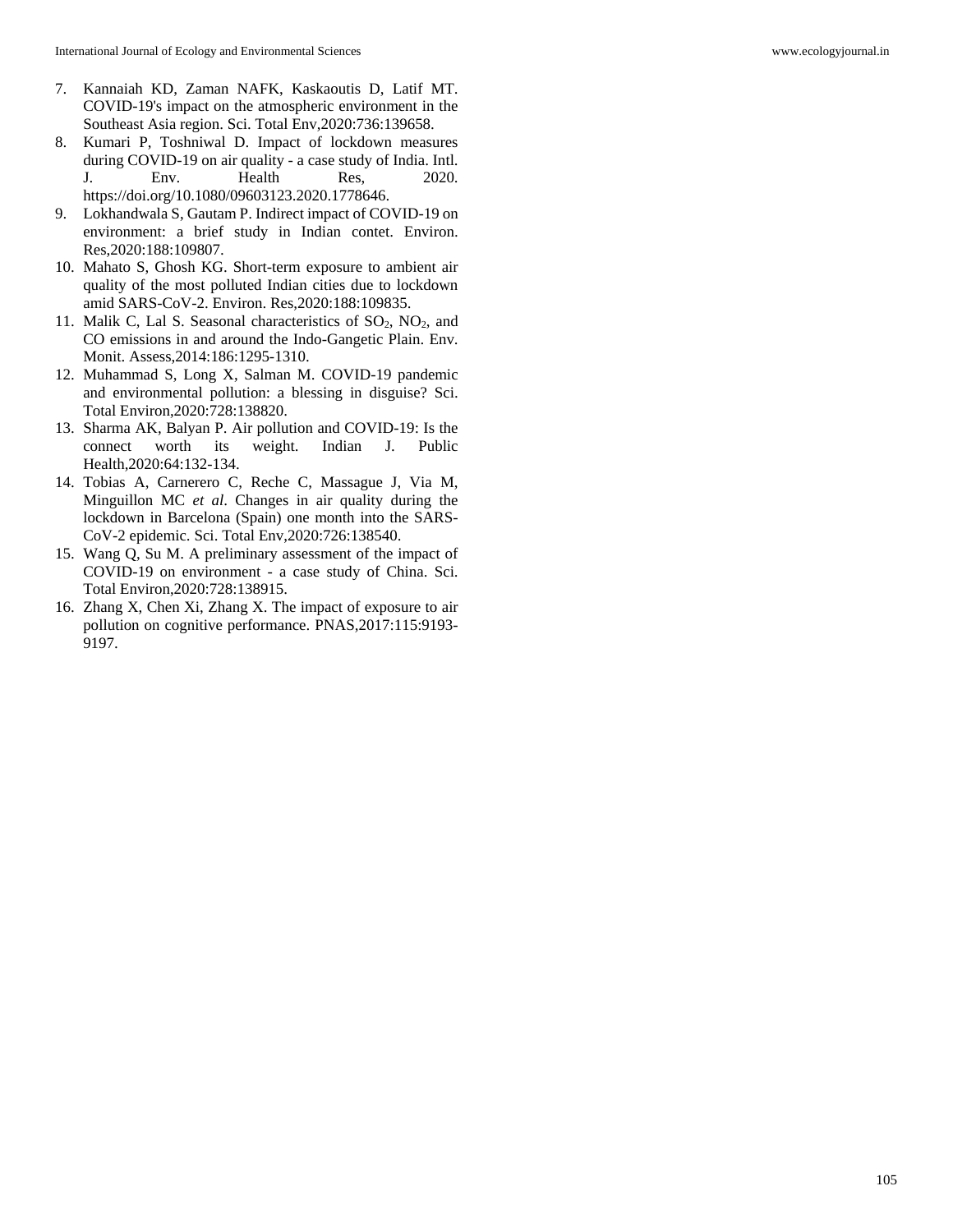7. Kannaiah KD, Zaman NAFK, Kaskaoutis D, Latif MT. COVID-19's impact on the atmospheric environment in the Southeast Asia region. Sci. Total Env,2020:736:139658.
8. Kumari P, Toshniwal D. Impact of lockdown measures during COVID-19 on air quality - a case study of India. Intl. J. Env. Health Res, 2020. https://doi.org/10.1080/09603123.2020.1778646.
9. Lokhandwala S, Gautam P. Indirect impact of COVID-19 on environment: a brief study in Indian contet. Environ. Res,2020:188:109807.
10. Mahato S, Ghosh KG. Short-term exposure to ambient air quality of the most polluted Indian cities due to lockdown amid SARS-CoV-2. Environ. Res,2020:188:109835.
11. Malik C, Lal S. Seasonal characteristics of $SO_2$, $NO_2$, and CO emissions in and around the Indo-Gangetic Plain. Env. Monit. Assess,2014:186:1295-1310.
12. Muhammad S, Long X, Salman M. COVID-19 pandemic and environmental pollution: a blessing in disguise? Sci. Total Environ,2020:728:138820.
13. Sharma AK, Balyan P. Air pollution and COVID-19: Is the connect worth its weight. Indian J. Public Health,2020:64:132-134.
14. Tobias A, Carnerero C, Reche C, Massague J, Via M, Minguillon MC *et al*. Changes in air quality during the lockdown in Barcelona (Spain) one month into the SARS-CoV-2 epidemic. Sci. Total Env,2020:726:138540.
15. Wang Q, Su M. A preliminary assessment of the impact of COVID-19 on environment - a case study of China. Sci. Total Environ,2020:728:138915.
16. Zhang X, Chen Xi, Zhang X. The impact of exposure to air pollution on cognitive performance. PNAS,2017:115:9193-9197.